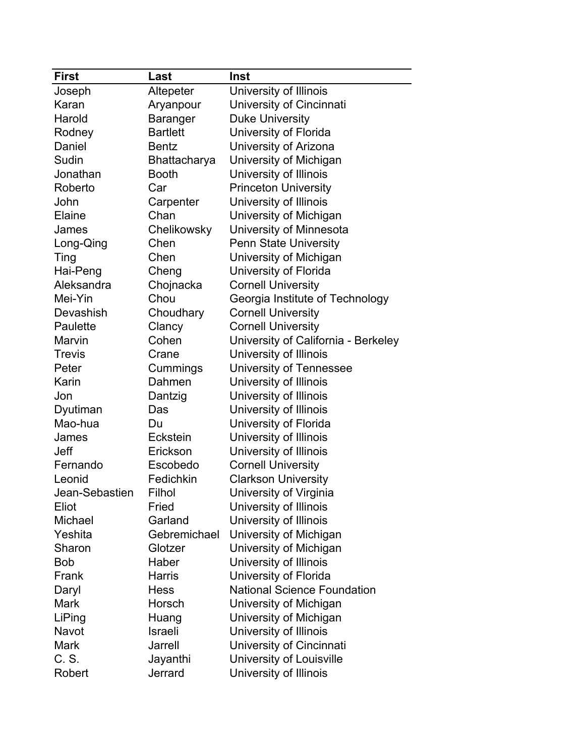| First | Last | Inst |
| --- | --- | --- |
| Joseph | Altepeter | University of Illinois |
| Karan | Aryanpour | University of Cincinnati |
| Harold | Baranger | Duke University |
| Rodney | Bartlett | University of Florida |
| Daniel | Bentz | University of Arizona |
| Sudin | Bhattacharya | University of Michigan |
| Jonathan | Booth | University of Illinois |
| Roberto | Car | Princeton University |
| John | Carpenter | University of Illinois |
| Elaine | Chan | University of Michigan |
| James | Chelikowsky | University of Minnesota |
| Long-Qing | Chen | Penn State University |
| Ting | Chen | University of Michigan |
| Hai-Peng | Cheng | University of Florida |
| Aleksandra | Chojnacka | Cornell University |
| Mei-Yin | Chou | Georgia Institute of Technology |
| Devashish | Choudhary | Cornell University |
| Paulette | Clancy | Cornell University |
| Marvin | Cohen | University of California - Berkeley |
| Trevis | Crane | University of Illinois |
| Peter | Cummings | University of Tennessee |
| Karin | Dahmen | University of Illinois |
| Jon | Dantzig | University of Illinois |
| Dyutiman | Das | University of Illinois |
| Mao-hua | Du | University of Florida |
| James | Eckstein | University of Illinois |
| Jeff | Erickson | University of Illinois |
| Fernando | Escobedo | Cornell University |
| Leonid | Fedichkin | Clarkson University |
| Jean-Sebastien | Filhol | University of Virginia |
| Eliot | Fried | University of Illinois |
| Michael | Garland | University of Illinois |
| Yeshita | Gebremichael | University of Michigan |
| Sharon | Glotzer | University of Michigan |
| Bob | Haber | University of Illinois |
| Frank | Harris | University of Florida |
| Daryl | Hess | National Science Foundation |
| Mark | Horsch | University of Michigan |
| LiPing | Huang | University of Michigan |
| Navot | Israeli | University of Illinois |
| Mark | Jarrell | University of Cincinnati |
| C. S. | Jayanthi | University of Louisville |
| Robert | Jerrard | University of Illinois |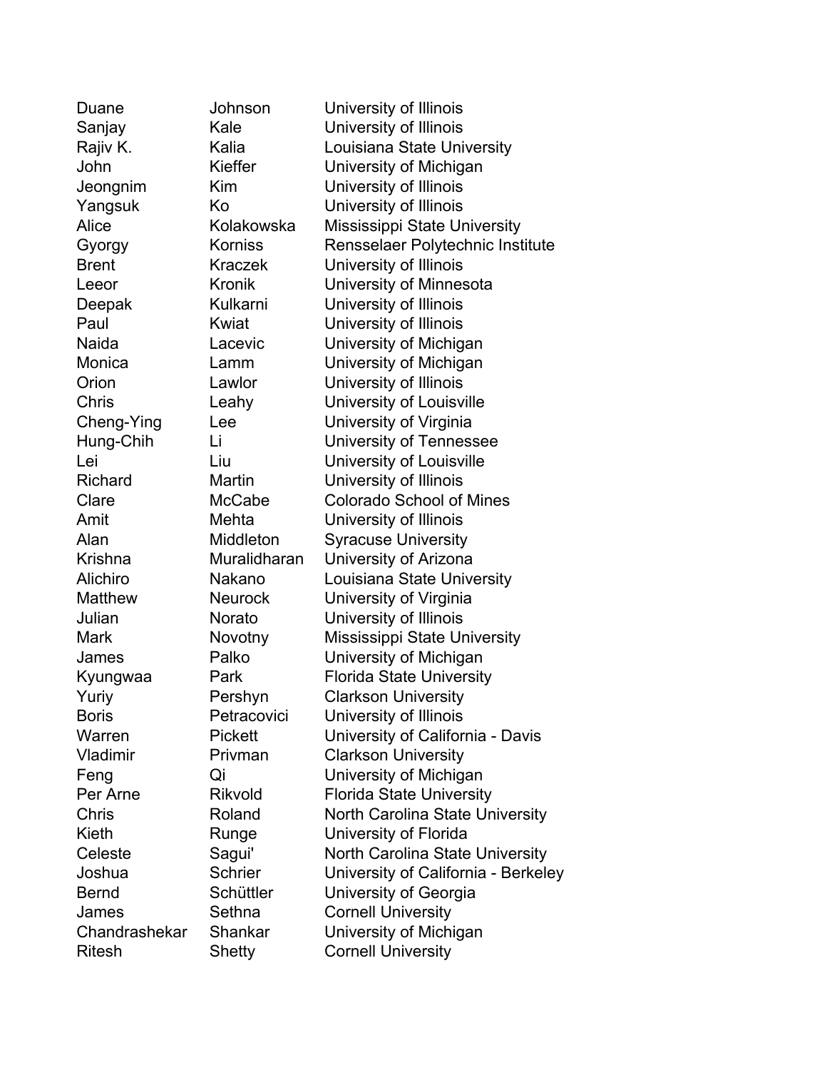| | | |
|---|---|---|
| Duane | Johnson | University of Illinois |
| Sanjay | Kale | University of Illinois |
| Rajiv K. | Kalia | Louisiana State University |
| John | Kieffer | University of Michigan |
| Jeongnim | Kim | University of Illinois |
| Yangsuk | Ko | University of Illinois |
| Alice | Kolakowska | Mississippi State University |
| Gyorgy | Korniss | Rensselaer Polytechnic Institute |
| Brent | Kraczek | University of Illinois |
| Leeor | Kronik | University of Minnesota |
| Deepak | Kulkarni | University of Illinois |
| Paul | Kwiat | University of Illinois |
| Naida | Lacevic | University of Michigan |
| Monica | Lamm | University of Michigan |
| Orion | Lawlor | University of Illinois |
| Chris | Leahy | University of Louisville |
| Cheng-Ying | Lee | University of Virginia |
| Hung-Chih | Li | University of Tennessee |
| Lei | Liu | University of Louisville |
| Richard | Martin | University of Illinois |
| Clare | McCabe | Colorado School of Mines |
| Amit | Mehta | University of Illinois |
| Alan | Middleton | Syracuse University |
| Krishna | Muralidharan | University of Arizona |
| Alichiro | Nakano | Louisiana State University |
| Matthew | Neurock | University of Virginia |
| Julian | Norato | University of Illinois |
| Mark | Novotny | Mississippi State University |
| James | Palko | University of Michigan |
| Kyungwaa | Park | Florida State University |
| Yuriy | Pershyn | Clarkson University |
| Boris | Petracovici | University of Illinois |
| Warren | Pickett | University of California - Davis |
| Vladimir | Privman | Clarkson University |
| Feng | Qi | University of Michigan |
| Per Arne | Rikvold | Florida State University |
| Chris | Roland | North Carolina State University |
| Kieth | Runge | University of Florida |
| Celeste | Sagui' | North Carolina State University |
| Joshua | Schrier | University of California - Berkeley |
| Bernd | Schüttler | University of Georgia |
| James | Sethna | Cornell University |
| Chandrashekar | Shankar | University of Michigan |
| Ritesh | Shetty | Cornell University |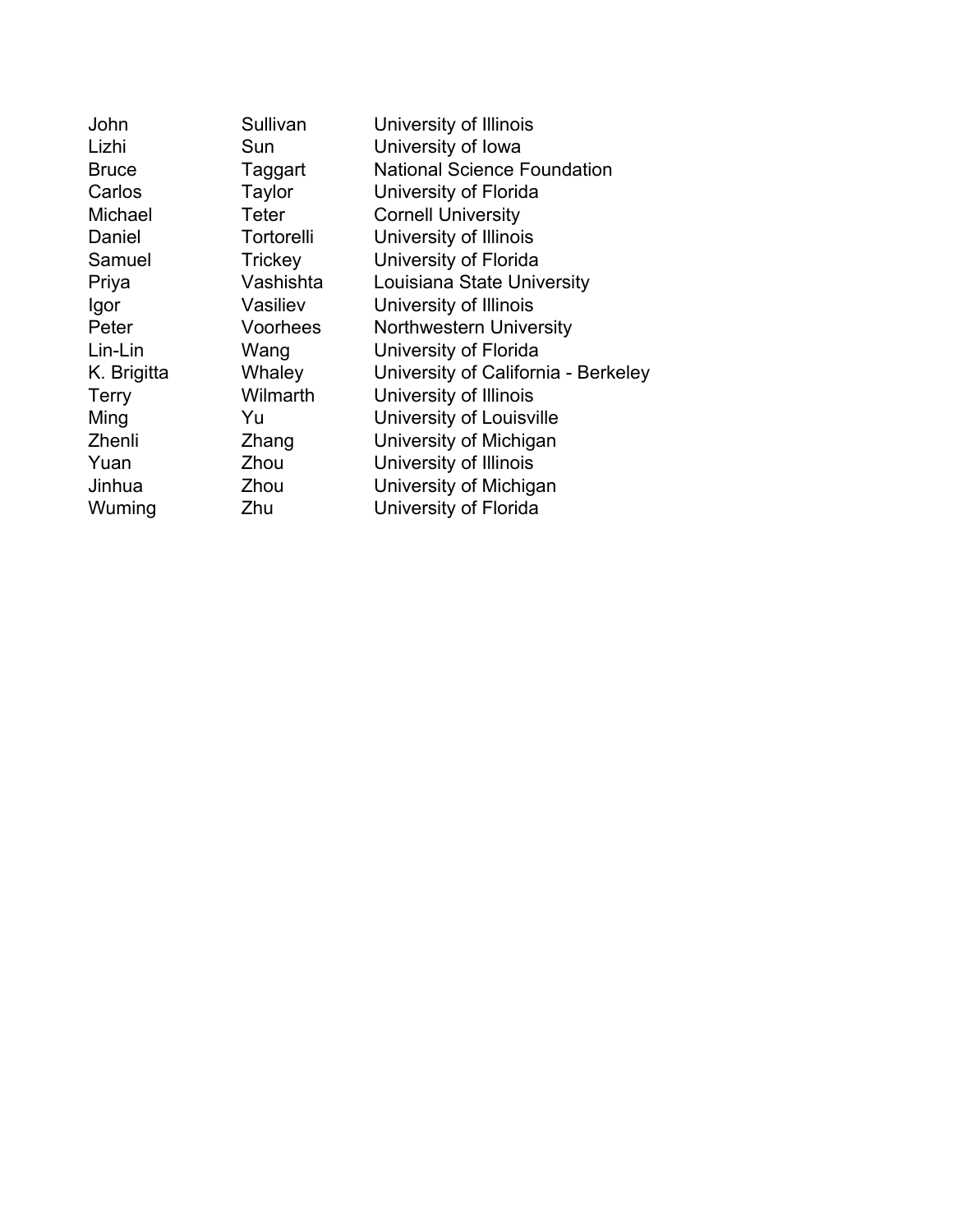| | | |
|---|---|---|
| John | Sullivan | University of Illinois |
| Lizhi | Sun | University of Iowa |
| Bruce | Taggart | National Science Foundation |
| Carlos | Taylor | University of Florida |
| Michael | Teter | Cornell University |
| Daniel | Tortorelli | University of Illinois |
| Samuel | Trickey | University of Florida |
| Priya | Vashishta | Louisiana State University |
| Igor | Vasiliev | University of Illinois |
| Peter | Voorhees | Northwestern University |
| Lin-Lin | Wang | University of Florida |
| K. Brigitta | Whaley | University of California - Berkeley |
| Terry | Wilmarth | University of Illinois |
| Ming | Yu | University of Louisville |
| Zhenli | Zhang | University of Michigan |
| Yuan | Zhou | University of Illinois |
| Jinhua | Zhou | University of Michigan |
| Wuming | Zhu | University of Florida |